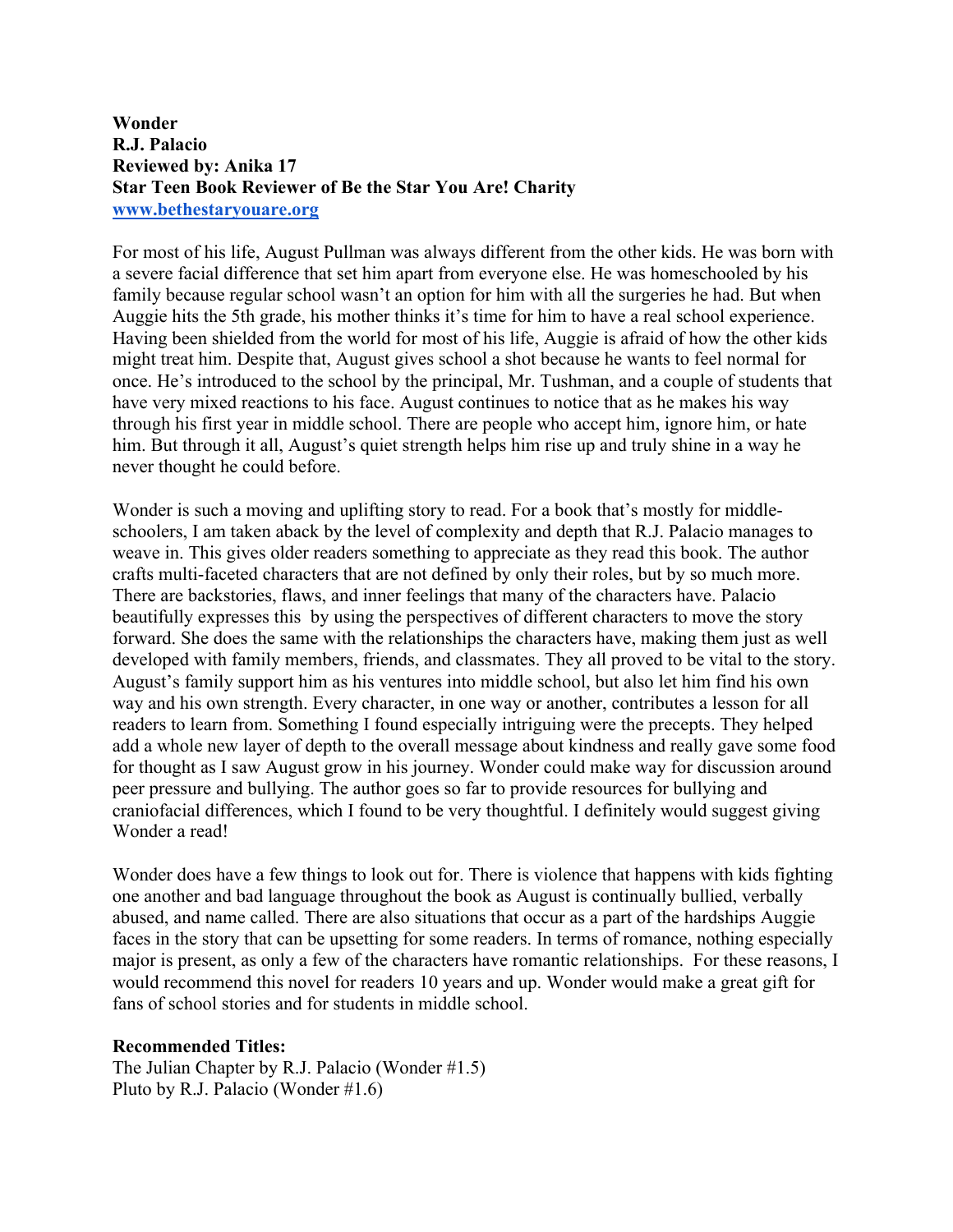**Wonder**
**R.J. Palacio**
**Reviewed by: Anika 17**
**Star Teen Book Reviewer of Be the Star You Are! Charity**
**www.bethestaryouare.org**

For most of his life, August Pullman was always different from the other kids. He was born with a severe facial difference that set him apart from everyone else. He was homeschooled by his family because regular school wasn't an option for him with all the surgeries he had. But when Auggie hits the 5th grade, his mother thinks it's time for him to have a real school experience. Having been shielded from the world for most of his life, Auggie is afraid of how the other kids might treat him. Despite that, August gives school a shot because he wants to feel normal for once. He's introduced to the school by the principal, Mr. Tushman, and a couple of students that have very mixed reactions to his face. August continues to notice that as he makes his way through his first year in middle school. There are people who accept him, ignore him, or hate him. But through it all, August's quiet strength helps him rise up and truly shine in a way he never thought he could before.

Wonder is such a moving and uplifting story to read. For a book that's mostly for middle-schoolers, I am taken aback by the level of complexity and depth that R.J. Palacio manages to weave in. This gives older readers something to appreciate as they read this book. The author crafts multi-faceted characters that are not defined by only their roles, but by so much more. There are backstories, flaws, and inner feelings that many of the characters have. Palacio beautifully expresses this by using the perspectives of different characters to move the story forward. She does the same with the relationships the characters have, making them just as well developed with family members, friends, and classmates. They all proved to be vital to the story. August's family support him as his ventures into middle school, but also let him find his own way and his own strength. Every character, in one way or another, contributes a lesson for all readers to learn from. Something I found especially intriguing were the precepts. They helped add a whole new layer of depth to the overall message about kindness and really gave some food for thought as I saw August grow in his journey. Wonder could make way for discussion around peer pressure and bullying. The author goes so far to provide resources for bullying and craniofacial differences, which I found to be very thoughtful. I definitely would suggest giving Wonder a read!

Wonder does have a few things to look out for. There is violence that happens with kids fighting one another and bad language throughout the book as August is continually bullied, verbally abused, and name called. There are also situations that occur as a part of the hardships Auggie faces in the story that can be upsetting for some readers. In terms of romance, nothing especially major is present, as only a few of the characters have romantic relationships. For these reasons, I would recommend this novel for readers 10 years and up. Wonder would make a great gift for fans of school stories and for students in middle school.

**Recommended Titles:**
The Julian Chapter by R.J. Palacio (Wonder #1.5)
Pluto by R.J. Palacio (Wonder #1.6)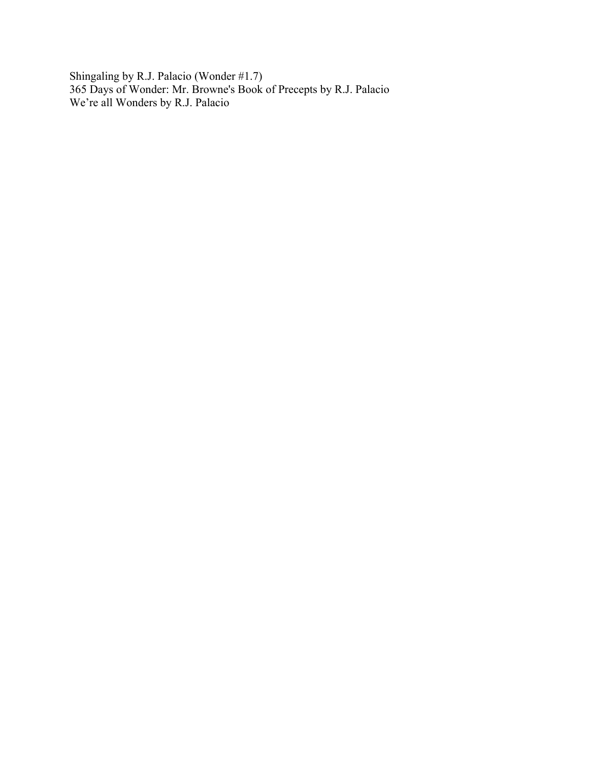Shingaling by R.J. Palacio (Wonder #1.7)
365 Days of Wonder: Mr. Browne's Book of Precepts by R.J. Palacio
We’re all Wonders by R.J. Palacio